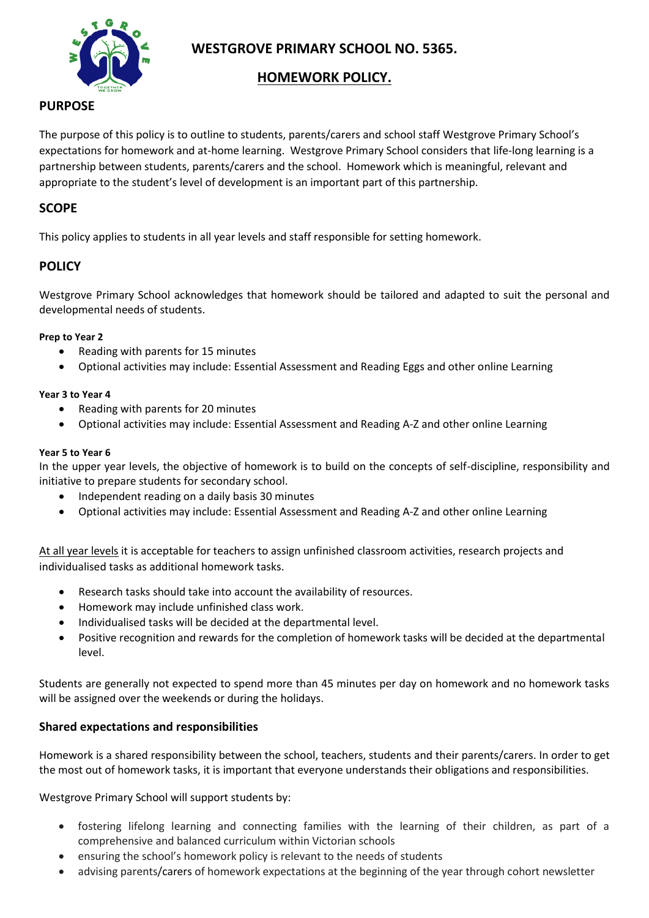# WESTGROVE PRIMARY SCHOOL NO. 5365.

## HOMEWORK POLICY.

## PURPOSE

The purpose of this policy is to outline to students, parents/carers and school staff Westgrove Primary School's expectations for homework and at-home learning. Westgrove Primary School considers that life-long learning is a partnership between students, parents/carers and the school. Homework which is meaningful, relevant and appropriate to the student's level of development is an important part of this partnership.

## SCOPE

This policy applies to students in all year levels and staff responsible for setting homework.

## POLICY

Westgrove Primary School acknowledges that homework should be tailored and adapted to suit the personal and developmental needs of students.

**Prep to Year 2**

- Reading with parents for 15 minutes
- Optional activities may include: Essential Assessment and Reading Eggs and other online Learning

**Year 3 to Year 4**

- Reading with parents for 20 minutes
- Optional activities may include: Essential Assessment and Reading A-Z and other online Learning

**Year 5 to Year 6**

In the upper year levels, the objective of homework is to build on the concepts of self-discipline, responsibility and initiative to prepare students for secondary school.

- Independent reading on a daily basis 30 minutes
- Optional activities may include: Essential Assessment and Reading A-Z and other online Learning

At all year levels it is acceptable for teachers to assign unfinished classroom activities, research projects and individualised tasks as additional homework tasks.

- Research tasks should take into account the availability of resources.
- Homework may include unfinished class work.
- Individualised tasks will be decided at the departmental level.
- Positive recognition and rewards for the completion of homework tasks will be decided at the departmental level.

Students are generally not expected to spend more than 45 minutes per day on homework and no homework tasks will be assigned over the weekends or during the holidays.

### Shared expectations and responsibilities

Homework is a shared responsibility between the school, teachers, students and their parents/carers. In order to get the most out of homework tasks, it is important that everyone understands their obligations and responsibilities.

Westgrove Primary School will support students by:

- fostering lifelong learning and connecting families with the learning of their children, as part of a comprehensive and balanced curriculum within Victorian schools
- ensuring the school's homework policy is relevant to the needs of students
- advising parents/carers of homework expectations at the beginning of the year through cohort newsletter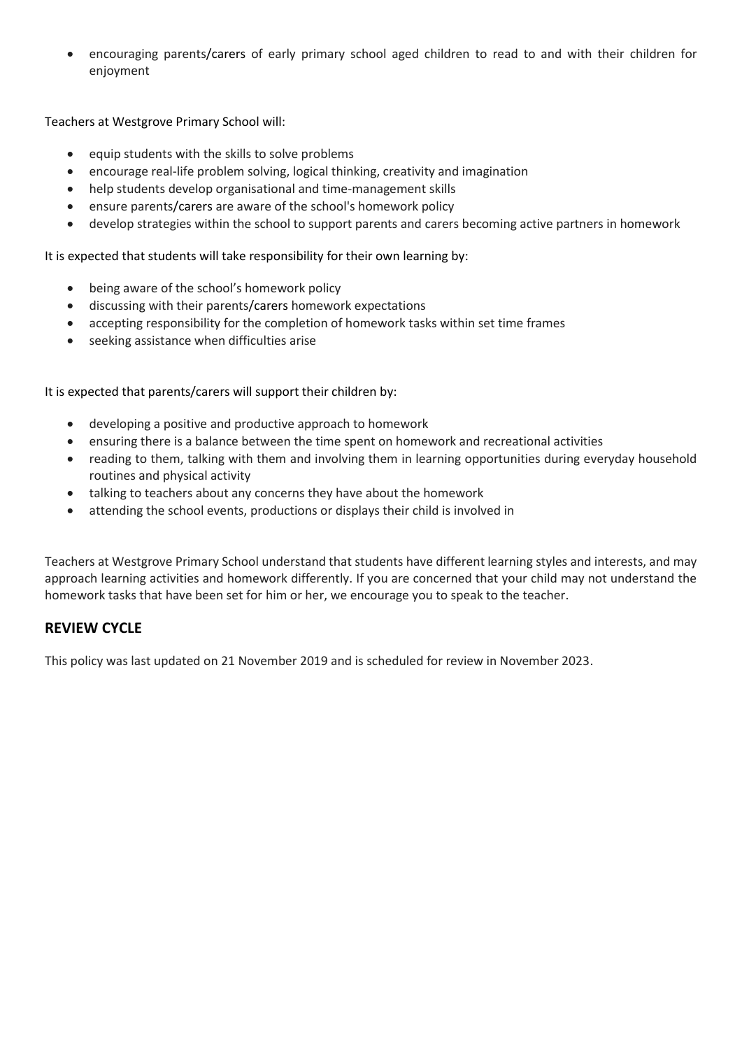- encouraging parents/carers of early primary school aged children to read to and with their children for enjoyment

Teachers at Westgrove Primary School will:

- equip students with the skills to solve problems
- encourage real-life problem solving, logical thinking, creativity and imagination
- help students develop organisational and time-management skills
- ensure parents/carers are aware of the school's homework policy
- develop strategies within the school to support parents and carers becoming active partners in homework

It is expected that students will take responsibility for their own learning by:

- being aware of the school's homework policy
- discussing with their parents/carers homework expectations
- accepting responsibility for the completion of homework tasks within set time frames
- seeking assistance when difficulties arise

It is expected that parents/carers will support their children by:

- developing a positive and productive approach to homework
- ensuring there is a balance between the time spent on homework and recreational activities
- reading to them, talking with them and involving them in learning opportunities during everyday household routines and physical activity
- talking to teachers about any concerns they have about the homework
- attending the school events, productions or displays their child is involved in

Teachers at Westgrove Primary School understand that students have different learning styles and interests, and may approach learning activities and homework differently. If you are concerned that your child may not understand the homework tasks that have been set for him or her, we encourage you to speak to the teacher.

## REVIEW CYCLE

This policy was last updated on 21 November 2019 and is scheduled for review in November 2023.